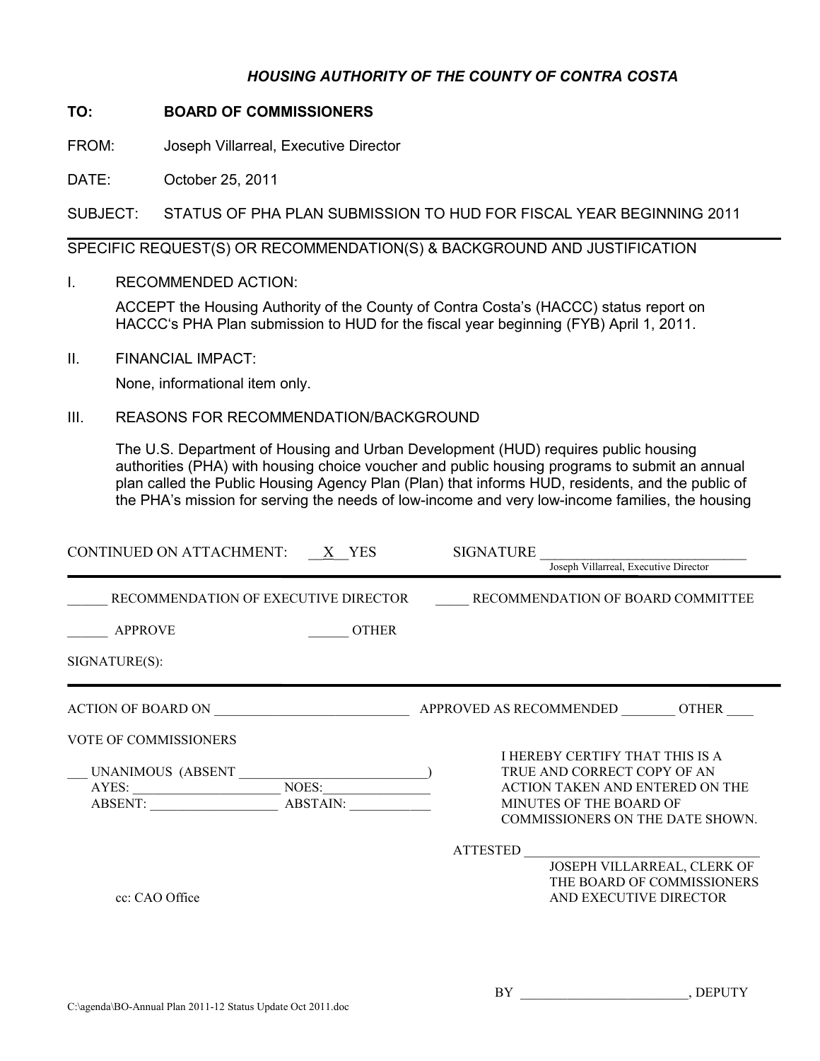***HOUSING AUTHORITY OF THE COUNTY OF CONTRA COSTA***

**TO:** **BOARD OF COMMISSIONERS**

FROM: Joseph Villarreal, Executive Director

DATE: October 25, 2011

SUBJECT: STATUS OF PHA PLAN SUBMISSION TO HUD FOR FISCAL YEAR BEGINNING 2011

---

SPECIFIC REQUEST(S) OR RECOMMENDATION(S) & BACKGROUND AND JUSTIFICATION

I. RECOMMENDED ACTION:

ACCEPT the Housing Authority of the County of Contra Costa's (HACCC) status report on HACCC's PHA Plan submission to HUD for the fiscal year beginning (FYB) April 1, 2011.

II. FINANCIAL IMPACT:

None, informational item only.

III. REASONS FOR RECOMMENDATION/BACKGROUND

The U.S. Department of Housing and Urban Development (HUD) requires public housing authorities (PHA) with housing choice voucher and public housing programs to submit an annual plan called the Public Housing Agency Plan (Plan) that informs HUD, residents, and the public of the PHA's mission for serving the needs of low-income and very low-income families, the housing

CONTINUED ON ATTACHMENT: __X__ YES SIGNATURE ______________________________
Joseph Villarreal, Executive Director

---

______ RECOMMENDATION OF EXECUTIVE DIRECTOR _____ RECOMMENDATION OF BOARD COMMITTEE

______ APPROVE ______ OTHER

SIGNATURE(S):

---

ACTION OF BOARD ON ____________________________ APPROVED AS RECOMMENDED ________ OTHER ____

VOTE OF COMMISSIONERS

___ UNANIMOUS (ABSENT ___________________________)
AYES: _____________________ NOES:_______________
ABSENT: __________________ ABSTAIN: ___________

I HEREBY CERTIFY THAT THIS IS A TRUE AND CORRECT COPY OF AN ACTION TAKEN AND ENTERED ON THE MINUTES OF THE BOARD OF COMMISSIONERS ON THE DATE SHOWN.

ATTESTED __________________________________
JOSEPH VILLARREAL, CLERK OF THE BOARD OF COMMISSIONERS AND EXECUTIVE DIRECTOR

cc: CAO Office

BY _________________________, DEPUTY

C:\agenda\BO-Annual Plan 2011-12 Status Update Oct 2011.doc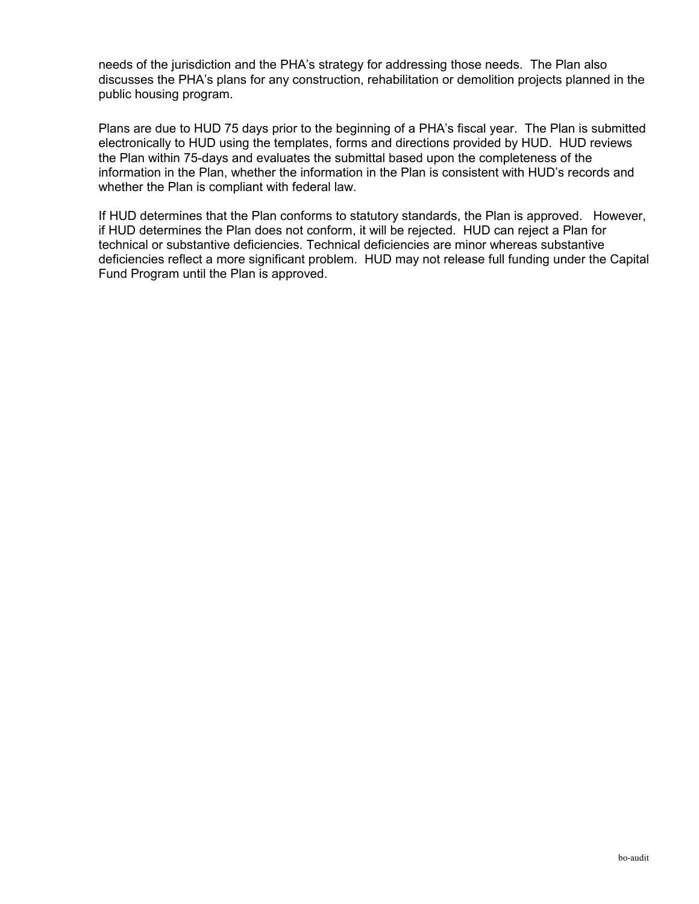needs of the jurisdiction and the PHA's strategy for addressing those needs. The Plan also discusses the PHA's plans for any construction, rehabilitation or demolition projects planned in the public housing program.

Plans are due to HUD 75 days prior to the beginning of a PHA's fiscal year. The Plan is submitted electronically to HUD using the templates, forms and directions provided by HUD. HUD reviews the Plan within 75-days and evaluates the submittal based upon the completeness of the information in the Plan, whether the information in the Plan is consistent with HUD's records and whether the Plan is compliant with federal law.

If HUD determines that the Plan conforms to statutory standards, the Plan is approved. However, if HUD determines the Plan does not conform, it will be rejected. HUD can reject a Plan for technical or substantive deficiencies. Technical deficiencies are minor whereas substantive deficiencies reflect a more significant problem. HUD may not release full funding under the Capital Fund Program until the Plan is approved.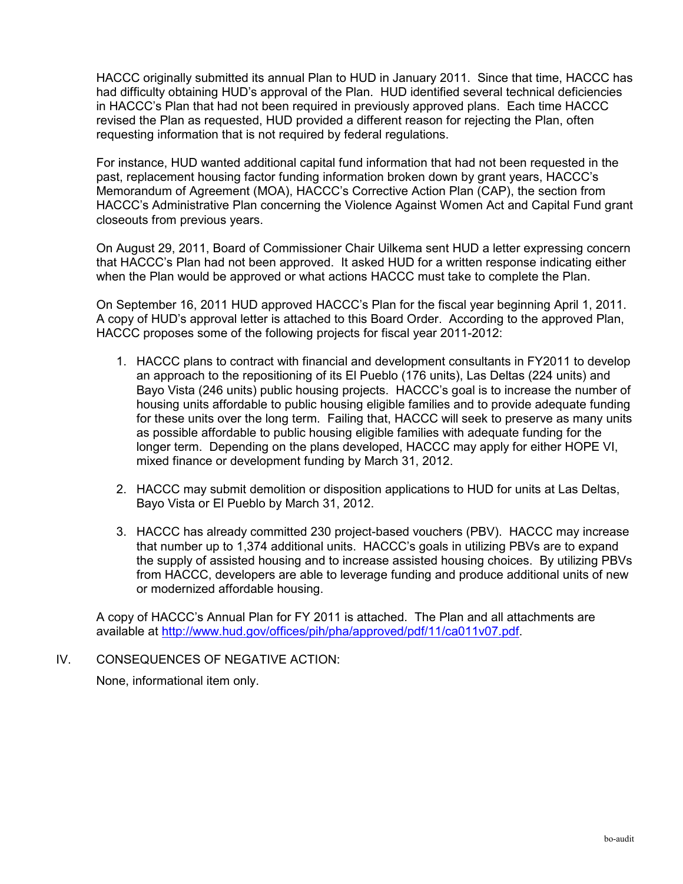HACCC originally submitted its annual Plan to HUD in January 2011. Since that time, HACCC has had difficulty obtaining HUD's approval of the Plan. HUD identified several technical deficiencies in HACCC's Plan that had not been required in previously approved plans. Each time HACCC revised the Plan as requested, HUD provided a different reason for rejecting the Plan, often requesting information that is not required by federal regulations.

For instance, HUD wanted additional capital fund information that had not been requested in the past, replacement housing factor funding information broken down by grant years, HACCC's Memorandum of Agreement (MOA), HACCC's Corrective Action Plan (CAP), the section from HACCC's Administrative Plan concerning the Violence Against Women Act and Capital Fund grant closeouts from previous years.

On August 29, 2011, Board of Commissioner Chair Uilkema sent HUD a letter expressing concern that HACCC's Plan had not been approved. It asked HUD for a written response indicating either when the Plan would be approved or what actions HACCC must take to complete the Plan.

On September 16, 2011 HUD approved HACCC's Plan for the fiscal year beginning April 1, 2011. A copy of HUD's approval letter is attached to this Board Order. According to the approved Plan, HACCC proposes some of the following projects for fiscal year 2011-2012:

1. HACCC plans to contract with financial and development consultants in FY2011 to develop an approach to the repositioning of its El Pueblo (176 units), Las Deltas (224 units) and Bayo Vista (246 units) public housing projects. HACCC's goal is to increase the number of housing units affordable to public housing eligible families and to provide adequate funding for these units over the long term. Failing that, HACCC will seek to preserve as many units as possible affordable to public housing eligible families with adequate funding for the longer term. Depending on the plans developed, HACCC may apply for either HOPE VI, mixed finance or development funding by March 31, 2012.

2. HACCC may submit demolition or disposition applications to HUD for units at Las Deltas, Bayo Vista or El Pueblo by March 31, 2012.

3. HACCC has already committed 230 project-based vouchers (PBV). HACCC may increase that number up to 1,374 additional units. HACCC's goals in utilizing PBVs are to expand the supply of assisted housing and to increase assisted housing choices. By utilizing PBVs from HACCC, developers are able to leverage funding and produce additional units of new or modernized affordable housing.

A copy of HACCC's Annual Plan for FY 2011 is attached. The Plan and all attachments are available at http://www.hud.gov/offices/pih/pha/approved/pdf/11/ca011v07.pdf.

IV. CONSEQUENCES OF NEGATIVE ACTION:

None, informational item only.